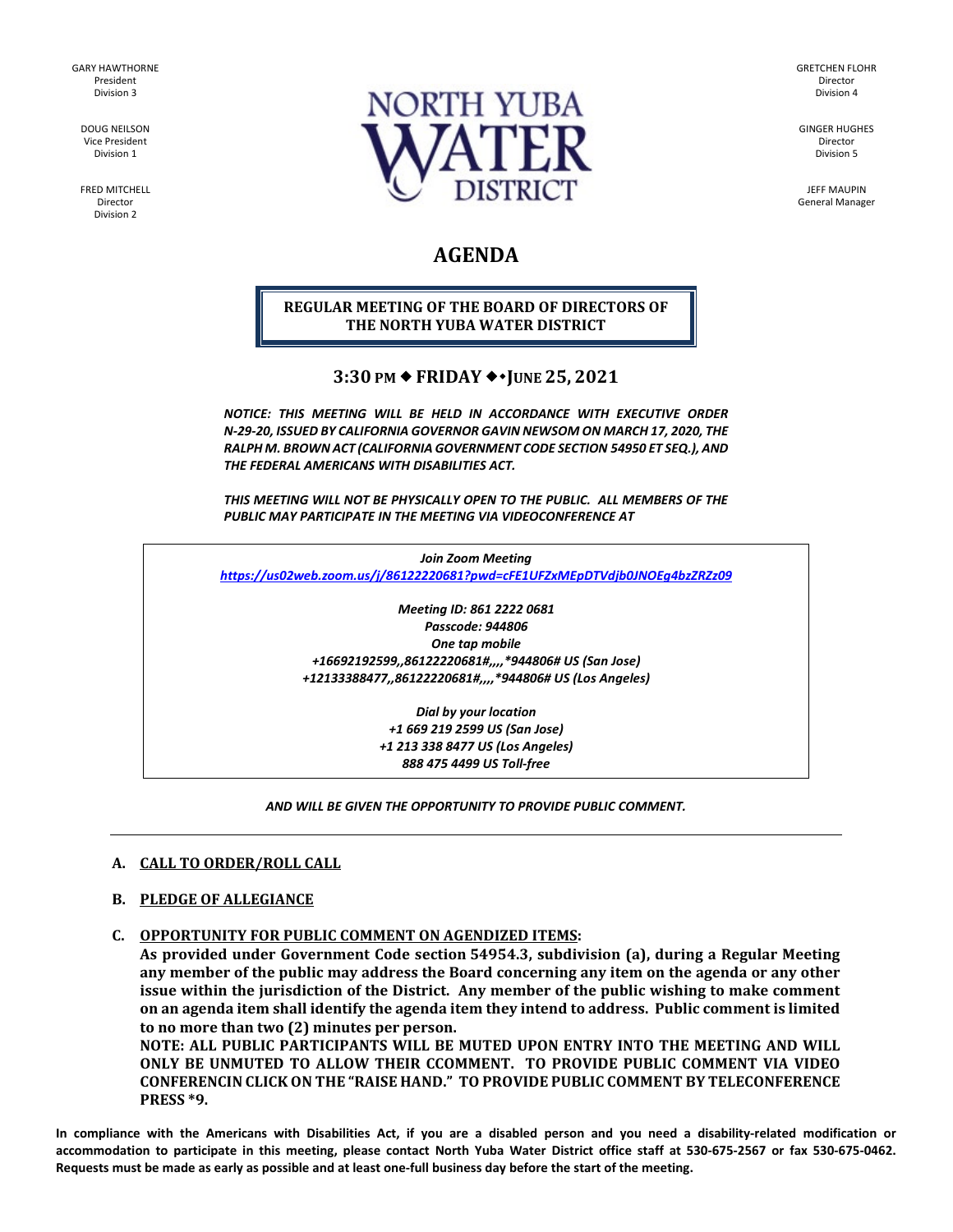GARY HAWTHORNE
President
Division 3

DOUG NEILSON
Vice President
Division 1

FRED MITCHELL
Director
Division 2

NORTH YUBA WATER DISTRICT

GRETCHEN FLOHR
Director
Division 4

GINGER HUGHES
Director
Division 5

JEFF MAUPIN
General Manager

# AGENDA

**REGULAR MEETING OF THE BOARD OF DIRECTORS OF THE NORTH YUBA WATER DISTRICT**

## 3:30 PM ◆ FRIDAY ◆• JUNE 25, 2021

***NOTICE: THIS MEETING WILL BE HELD IN ACCORDANCE WITH EXECUTIVE ORDER N-29-20, ISSUED BY CALIFORNIA GOVERNOR GAVIN NEWSOM ON MARCH 17, 2020, THE RALPH M. BROWN ACT (CALIFORNIA GOVERNMENT CODE SECTION 54950 ET SEQ.), AND THE FEDERAL AMERICANS WITH DISABILITIES ACT.***

***THIS MEETING WILL NOT BE PHYSICALLY OPEN TO THE PUBLIC. ALL MEMBERS OF THE PUBLIC MAY PARTICIPATE IN THE MEETING VIA VIDEOCONFERENCE AT***

***Join Zoom Meeting***
***https://us02web.zoom.us/j/86122220681?pwd=cFE1UFZxMEpDTVdjb0JNOEg4bzZRZz09***

***Meeting ID: 861 2222 0681***
***Passcode: 944806***
***One tap mobile***
***+16692192599,,86122220681#,,,,*944806# US (San Jose)***
***+12133388477,,86122220681#,,,,*944806# US (Los Angeles)***

***Dial by your location***
***+1 669 219 2599 US (San Jose)***
***+1 213 338 8477 US (Los Angeles)***
***888 475 4499 US Toll-free***

***AND WILL BE GIVEN THE OPPORTUNITY TO PROVIDE PUBLIC COMMENT.***

---

**A. CALL TO ORDER/ROLL CALL**

**B. PLEDGE OF ALLEGIANCE**

**C. OPPORTUNITY FOR PUBLIC COMMENT ON AGENDIZED ITEMS:**
**As provided under Government Code section 54954.3, subdivision (a), during a Regular Meeting any member of the public may address the Board concerning any item on the agenda or any other issue within the jurisdiction of the District. Any member of the public wishing to make comment on an agenda item shall identify the agenda item they intend to address. Public comment is limited to no more than two (2) minutes per person.**
**NOTE: ALL PUBLIC PARTICIPANTS WILL BE MUTED UPON ENTRY INTO THE MEETING AND WILL ONLY BE UNMUTED TO ALLOW THEIR CCOMMENT. TO PROVIDE PUBLIC COMMENT VIA VIDEO CONFERENCIN CLICK ON THE "RAISE HAND." TO PROVIDE PUBLIC COMMENT BY TELECONFERENCE PRESS *9.**

**In compliance with the Americans with Disabilities Act, if you are a disabled person and you need a disability-related modification or accommodation to participate in this meeting, please contact North Yuba Water District office staff at 530-675-2567 or fax 530-675-0462. Requests must be made as early as possible and at least one-full business day before the start of the meeting.**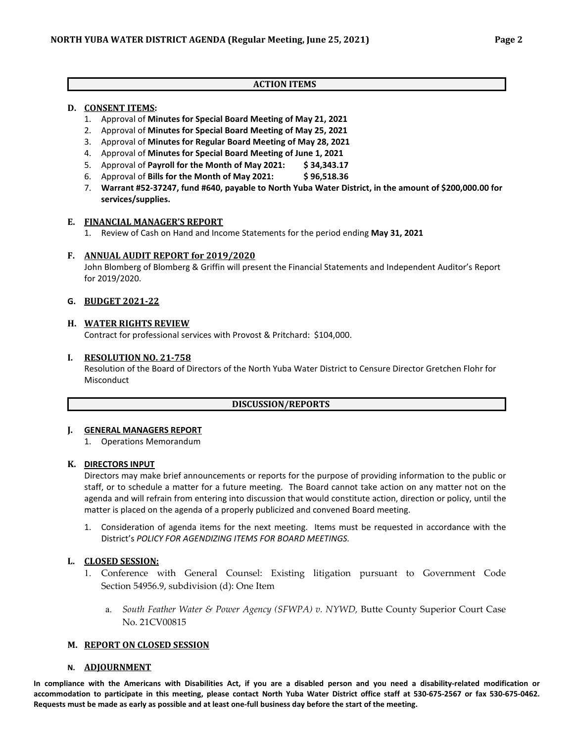## ACTION ITEMS

**D. CONSENT ITEMS:**

1. Approval of **Minutes for Special Board Meeting of May 21, 2021**
2. Approval of **Minutes for Special Board Meeting of May 25, 2021**
3. Approval of **Minutes for Regular Board Meeting of May 28, 2021**
4. Approval of **Minutes for Special Board Meeting of June 1, 2021**
5. Approval of **Payroll for the Month of May 2021: $ 34,343.17**
6. Approval of **Bills for the Month of May 2021: $ 96,518.36**
7. **Warrant #52-37247, fund #640, payable to North Yuba Water District, in the amount of $200,000.00 for services/supplies.**

**E. FINANCIAL MANAGER'S REPORT**

1. Review of Cash on Hand and Income Statements for the period ending **May 31, 2021**

**F. ANNUAL AUDIT REPORT for 2019/2020**

John Blomberg of Blomberg & Griffin will present the Financial Statements and Independent Auditor's Report for 2019/2020.

**G. BUDGET 2021-22**

**H. WATER RIGHTS REVIEW**

Contract for professional services with Provost & Pritchard: $104,000.

**I. RESOLUTION NO. 21-758**

Resolution of the Board of Directors of the North Yuba Water District to Censure Director Gretchen Flohr for Misconduct

## DISCUSSION/REPORTS

**J. GENERAL MANAGERS REPORT**

1. Operations Memorandum

**K. DIRECTORS INPUT**

Directors may make brief announcements or reports for the purpose of providing information to the public or staff, or to schedule a matter for a future meeting. The Board cannot take action on any matter not on the agenda and will refrain from entering into discussion that would constitute action, direction or policy, until the matter is placed on the agenda of a properly publicized and convened Board meeting.

1. Consideration of agenda items for the next meeting. Items must be requested in accordance with the District's *POLICY FOR AGENDIZING ITEMS FOR BOARD MEETINGS.*

**L. CLOSED SESSION:**

1. Conference with General Counsel: Existing litigation pursuant to Government Code Section 54956.9, subdivision (d): One Item

   a. *South Feather Water & Power Agency (SFWPA) v. NYWD,* Butte County Superior Court Case No. 21CV00815

**M. REPORT ON CLOSED SESSION**

**N. ADJOURNMENT**

**In compliance with the Americans with Disabilities Act, if you are a disabled person and you need a disability-related modification or accommodation to participate in this meeting, please contact North Yuba Water District office staff at 530-675-2567 or fax 530-675-0462. Requests must be made as early as possible and at least one-full business day before the start of the meeting.**